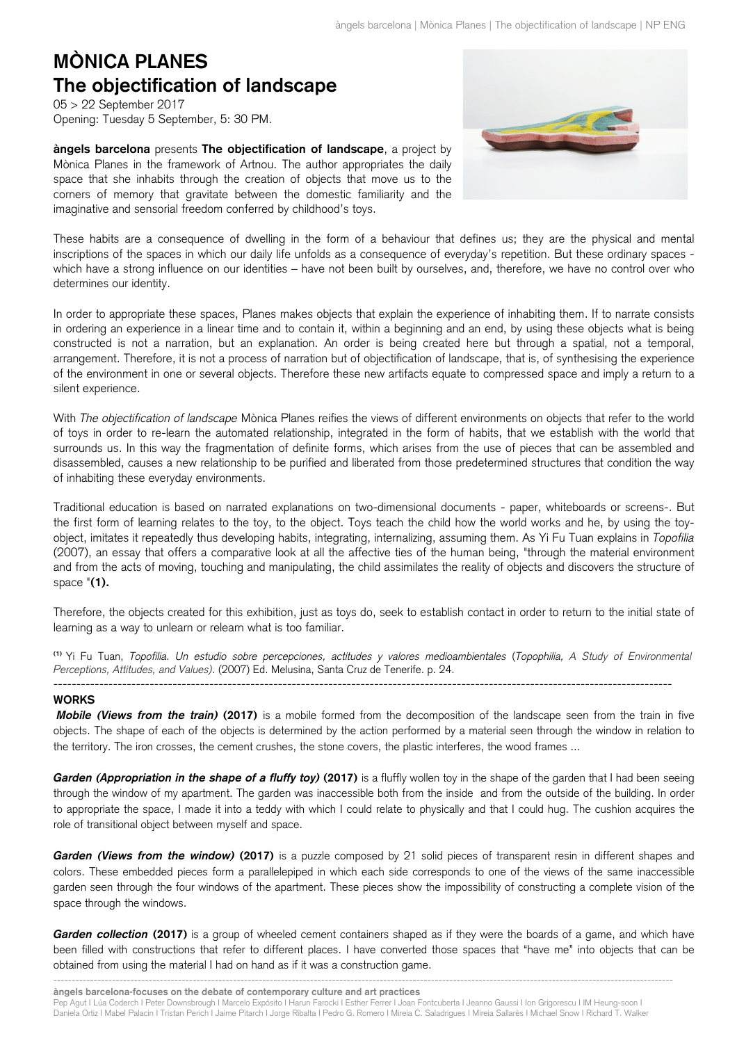# MÒNICA PLANES
## The objectification of landscape

05 > 22 September 2017
Opening: Tuesday 5 September, 5: 30 PM.

**àngels barcelona** presents **The objectification of landscape**, a project by Mònica Planes in the framework of Artnou. The author appropriates the daily space that she inhabits through the creation of objects that move us to the corners of memory that gravitate between the domestic familiarity and the imaginative and sensorial freedom conferred by childhood's toys.

These habits are a consequence of dwelling in the form of a behaviour that defines us; they are the physical and mental inscriptions of the spaces in which our daily life unfolds as a consequence of everyday's repetition. But these ordinary spaces - which have a strong influence on our identities – have not been built by ourselves, and, therefore, we have no control over who determines our identity.

In order to appropriate these spaces, Planes makes objects that explain the experience of inhabiting them. If to narrate consists in ordering an experience in a linear time and to contain it, within a beginning and an end, by using these objects what is being constructed is not a narration, but an explanation. An order is being created here but through a spatial, not a temporal, arrangement. Therefore, it is not a process of narration but of objectification of landscape, that is, of synthesising the experience of the environment in one or several objects. Therefore these new artifacts equate to compressed space and imply a return to a silent experience.

With *The objectification of landscape* Mònica Planes reifies the views of different environments on objects that refer to the world of toys in order to re-learn the automated relationship, integrated in the form of habits, that we establish with the world that surrounds us. In this way the fragmentation of definite forms, which arises from the use of pieces that can be assembled and disassembled, causes a new relationship to be purified and liberated from those predetermined structures that condition the way of inhabiting these everyday environments.

Traditional education is based on narrated explanations on two-dimensional documents - paper, whiteboards or screens-. But the first form of learning relates to the toy, to the object. Toys teach the child how the world works and he, by using the toy-object, imitates it repeatedly thus developing habits, integrating, internalizing, assuming them. As Yi Fu Tuan explains in *Topofilia* (2007), an essay that offers a comparative look at all the affective ties of the human being, "through the material environment and from the acts of moving, touching and manipulating, the child assimilates the reality of objects and discovers the structure of space "**(1).**

Therefore, the objects created for this exhibition, just as toys do, seek to establish contact in order to return to the initial state of learning as a way to unlearn or relearn what is too familiar.

[1] Yi Fu Tuan, *Topofilia. Un estudio sobre percepciones, actitudes y valores medioambientales* (*Topophilia, A Study of Environmental Perceptions, Attitudes, and Values)*. (2007) Ed. Melusina, Santa Cruz de Tenerife. p. 24.

---

**WORKS**

***Mobile (Views from the train)*** **(2017)** is a mobile formed from the decomposition of the landscape seen from the train in five objects. The shape of each of the objects is determined by the action performed by a material seen through the window in relation to the territory. The iron crosses, the cement crushes, the stone covers, the plastic interferes, the wood frames ...

***Garden (Appropriation in the shape of a fluffy toy)*** **(2017)** is a fluffly wollen toy in the shape of the garden that I had been seeing through the window of my apartment. The garden was inaccessible both from the inside and from the outside of the building. In order to appropriate the space, I made it into a teddy with which I could relate to physically and that I could hug. The cushion acquires the role of transitional object between myself and space.

***Garden (Views from the window)*** **(2017)** is a puzzle composed by 21 solid pieces of transparent resin in different shapes and colors. These embedded pieces form a parallelepiped in which each side corresponds to one of the views of the same inaccessible garden seen through the four windows of the apartment. These pieces show the impossibility of constructing a complete vision of the space through the windows.

***Garden collection*** **(2017)** is a group of wheeled cement containers shaped as if they were the boards of a game, and which have been filled with constructions that refer to different places. I have converted those spaces that "have me" into objects that can be obtained from using the material I had on hand as if it was a construction game.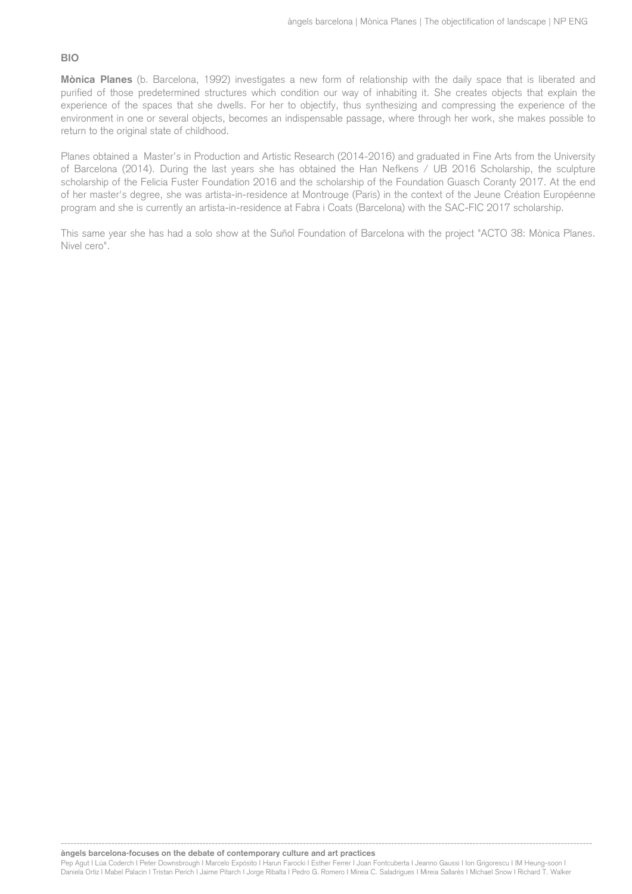## BIO

**Mònica Planes** (b. Barcelona, 1992) investigates a new form of relationship with the daily space that is liberated and purified of those predetermined structures which condition our way of inhabiting it. She creates objects that explain the experience of the spaces that she dwells. For her to objectify, thus synthesizing and compressing the experience of the environment in one or several objects, becomes an indispensable passage, where through her work, she makes possible to return to the original state of childhood.

Planes obtained a Master's in Production and Artistic Research (2014-2016) and graduated in Fine Arts from the University of Barcelona (2014). During the last years she has obtained the Han Nefkens / UB 2016 Scholarship, the sculpture scholarship of the Felicia Fuster Foundation 2016 and the scholarship of the Foundation Guasch Coranty 2017. At the end of her master's degree, she was artista-in-residence at Montrouge (Paris) in the context of the Jeune Création Européenne program and she is currently an artista-in-residence at Fabra i Coats (Barcelona) with the SAC-FIC 2017 scholarship.

This same year she has had a solo show at the Suñol Foundation of Barcelona with the project "ACTO 38: Mònica Planes. Nivel cero".

---

**àngels barcelona-focuses on the debate of contemporary culture and art practices**

Pep Agut I Lúa Coderch I Peter Downsbrough I Marcelo Expósito I Harun Farocki I Esther Ferrer I Joan Fontcuberta I Jeanno Gaussi I Ion Grigorescu I IM Heung-soon I Daniela Ortiz I Mabel Palacin I Tristan Perich I Jaime Pitarch I Jorge Ribalta I Pedro G. Romero I Mireia C. Saladrigues I Mireia Sallarès I Michael Snow I Richard T. Walker